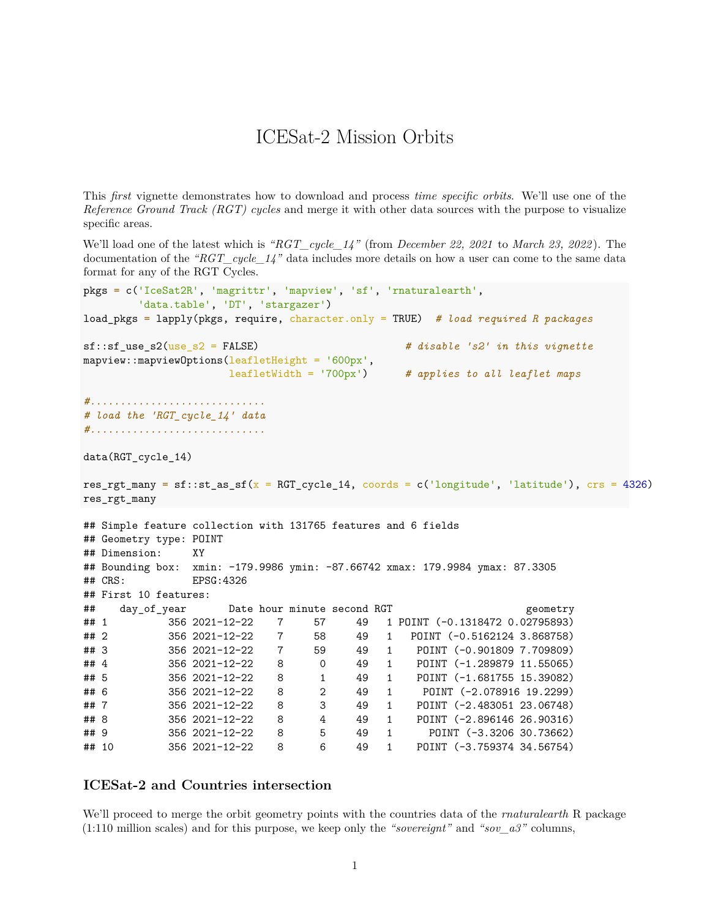# ICESat-2 Mission Orbits

This *first* vignette demonstrates how to download and process *time specific orbits*. We'll use one of the *Reference Ground Track (RGT) cycles* and merge it with other data sources with the purpose to visualize specific areas.

We'll load one of the latest which is *"RGT_cycle_14"* (from *December 22, 2021* to *March 23, 2022*). The documentation of the *"RGT_cycle_14"* data includes more details on how a user can come to the same data format for any of the RGT Cycles.

```
pkgs = c('IceSat2R', 'magrittr', 'mapview', 'sf', 'rnaturalearth',
         'data.table', 'DT', 'stargazer')
load_pkgs = lapply(pkgs, require, character.only = TRUE)  # load required R packages

sf::sf_use_s2(use_s2 = FALSE)                        # disable 's2' in this vignette
mapview::mapviewOptions(leafletHeight = '600px',
                        leafletWidth = '700px')      # applies to all leaflet maps

#.............................
# load the 'RGT_cycle_14' data
#.............................

data(RGT_cycle_14)

res_rgt_many = sf::st_as_sf(x = RGT_cycle_14, coords = c('longitude', 'latitude'), crs = 4326)
res_rgt_many
```

```
## Simple feature collection with 131765 features and 6 fields
## Geometry type: POINT
## Dimension:     XY
## Bounding box:  xmin: -179.9986 ymin: -87.66742 xmax: 179.9984 ymax: 87.3305
## CRS:           EPSG:4326
## First 10 features:
##    day_of_year       Date hour minute second RGT                   geometry
## 1          356 2021-12-22    7     57     49   1 POINT (-0.1318472 0.02795893)
## 2          356 2021-12-22    7     58     49   1   POINT (-0.5162124 3.868758)
## 3          356 2021-12-22    7     59     49   1    POINT (-0.901809 7.709809)
## 4          356 2021-12-22    8      0     49   1    POINT (-1.289879 11.55065)
## 5          356 2021-12-22    8      1     49   1    POINT (-1.681755 15.39082)
## 6          356 2021-12-22    8      2     49   1     POINT (-2.078916 19.2299)
## 7          356 2021-12-22    8      3     49   1    POINT (-2.483051 23.06748)
## 8          356 2021-12-22    8      4     49   1    POINT (-2.896146 26.90316)
## 9          356 2021-12-22    8      5     49   1      POINT (-3.3206 30.73662)
## 10         356 2021-12-22    8      6     49   1    POINT (-3.759374 34.56754)
```

### ICESat-2 and Countries intersection

We'll proceed to merge the orbit geometry points with the countries data of the *rnaturalearth* R package (1:110 million scales) and for this purpose, we keep only the *"sovereignt"* and *"sov_a3"* columns,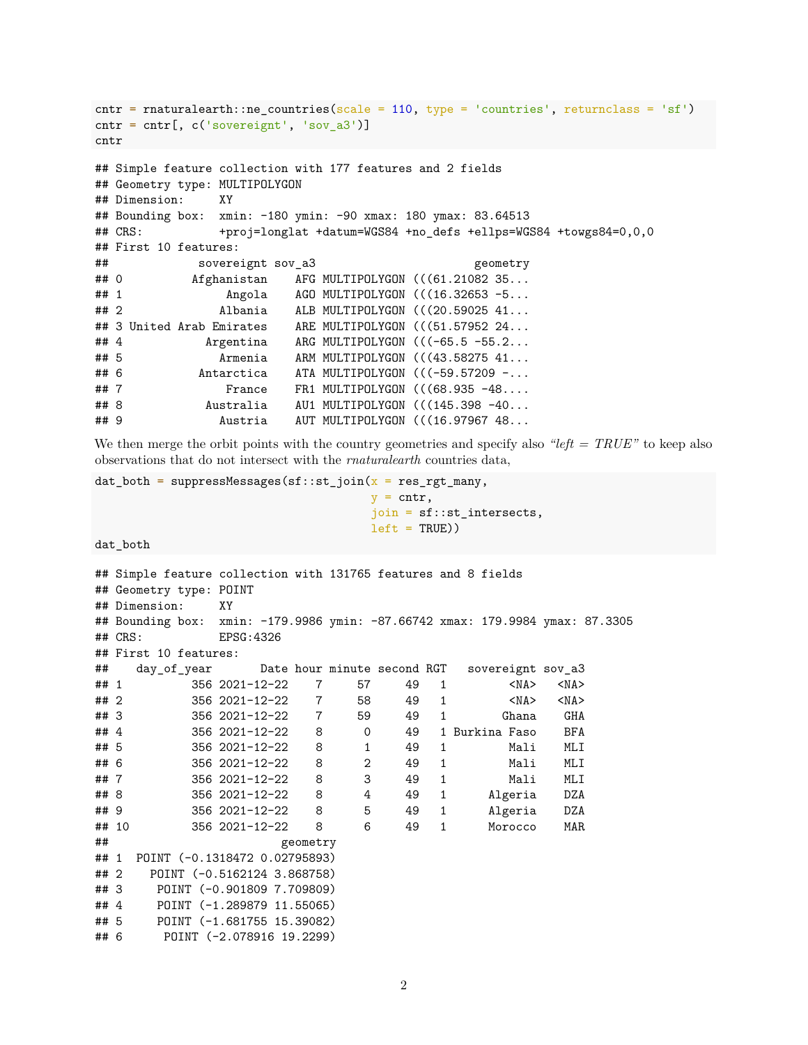```
cntr = rnaturalearth::ne_countries(scale = 110, type = 'countries', returnclass = 'sf')
cntr = cntr[, c('sovereignt', 'sov_a3')]
cntr
```

```
## Simple feature collection with 177 features and 2 fields
## Geometry type: MULTIPOLYGON
## Dimension:     XY
## Bounding box:  xmin: -180 ymin: -90 xmax: 180 ymax: 83.64513
## CRS:           +proj=longlat +datum=WGS84 +no_defs +ellps=WGS84 +towgs84=0,0,0
## First 10 features:
##             sovereignt sov_a3                       geometry
## 0          Afghanistan    AFG MULTIPOLYGON (((61.21082 35...
## 1               Angola    AGO MULTIPOLYGON (((16.32653 -5...
## 2              Albania    ALB MULTIPOLYGON (((20.59025 41...
## 3 United Arab Emirates    ARE MULTIPOLYGON (((51.57952 24...
## 4            Argentina    ARG MULTIPOLYGON (((-65.5 -55.2...
## 5              Armenia    ARM MULTIPOLYGON (((43.58275 41...
## 6           Antarctica    ATA MULTIPOLYGON (((-59.57209 -...
## 7               France    FR1 MULTIPOLYGON (((68.935 -48....
## 8            Australia    AU1 MULTIPOLYGON (((145.398 -40...
## 9              Austria    AUT MULTIPOLYGON (((16.97967 48...
```

We then merge the orbit points with the country geometries and specify also *"left = TRUE"* to keep also observations that do not intersect with the *rnaturalearth* countries data,

```
dat_both = suppressMessages(sf::st_join(x = res_rgt_many,
                                        y = cntr,
                                        join = sf::st_intersects,
                                        left = TRUE))
dat_both
```

```
## Simple feature collection with 131765 features and 8 fields
## Geometry type: POINT
## Dimension:     XY
## Bounding box:  xmin: -179.9986 ymin: -87.66742 xmax: 179.9984 ymax: 87.3305
## CRS:           EPSG:4326
## First 10 features:
##    day_of_year       Date hour minute second RGT   sovereignt sov_a3
## 1          356 2021-12-22    7     57     49   1         <NA>   <NA>
## 2          356 2021-12-22    7     58     49   1         <NA>   <NA>
## 3          356 2021-12-22    7     59     49   1        Ghana    GHA
## 4          356 2021-12-22    8      0     49   1 Burkina Faso    BFA
## 5          356 2021-12-22    8      1     49   1         Mali    MLI
## 6          356 2021-12-22    8      2     49   1         Mali    MLI
## 7          356 2021-12-22    8      3     49   1         Mali    MLI
## 8          356 2021-12-22    8      4     49   1      Algeria    DZA
## 9          356 2021-12-22    8      5     49   1      Algeria    DZA
## 10         356 2021-12-22    8      6     49   1      Morocco    MAR
##                       geometry
## 1  POINT (-0.1318472 0.02795893)
## 2    POINT (-0.5162124 3.868758)
## 3     POINT (-0.901809 7.709809)
## 4     POINT (-1.289879 11.55065)
## 5     POINT (-1.681755 15.39082)
## 6      POINT (-2.078916 19.2299)
```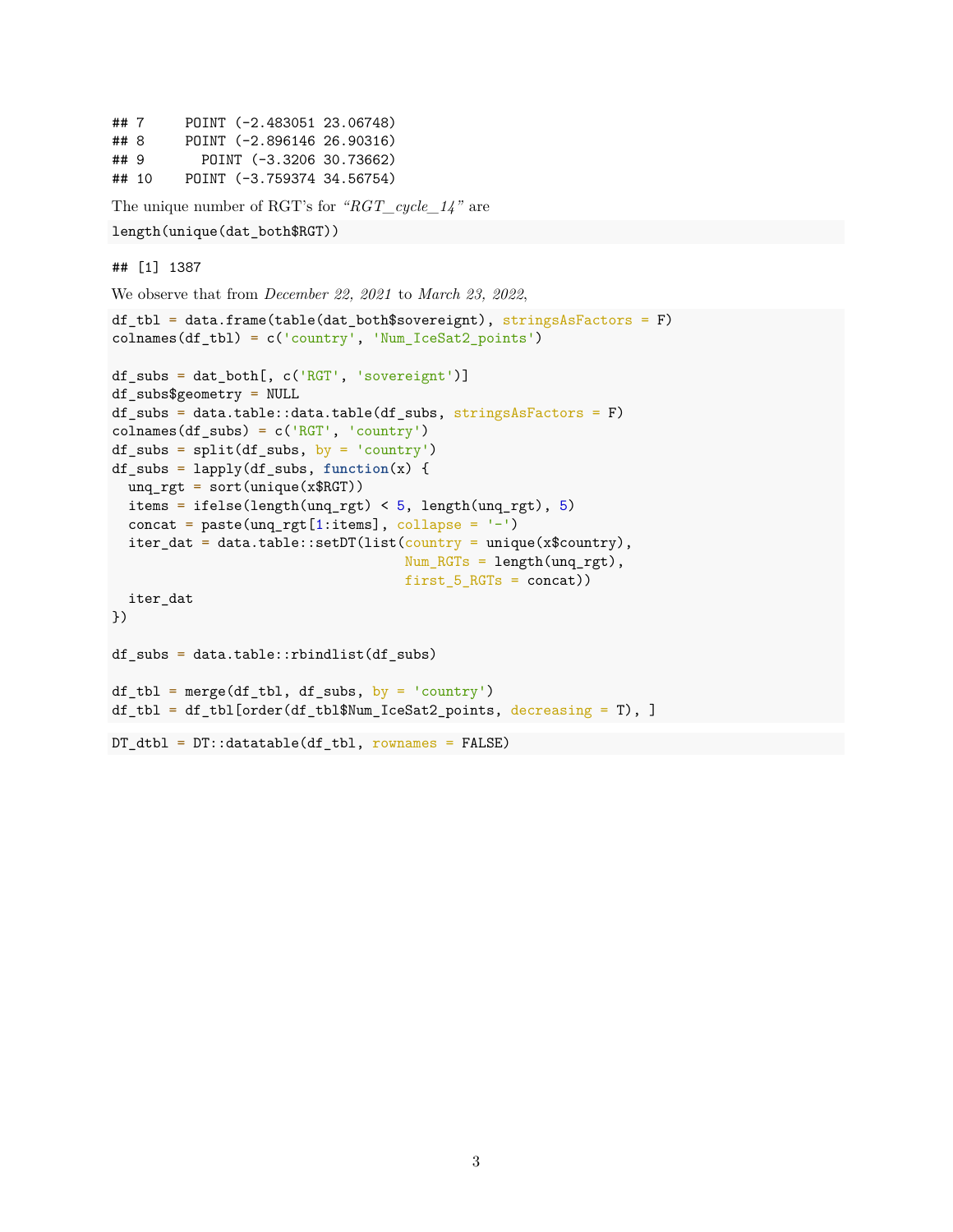```
## 7     POINT (-2.483051 23.06748)
## 8     POINT (-2.896146 26.90316)
## 9       POINT (-3.3206 30.73662)
## 10    POINT (-3.759374 34.56754)
```

The unique number of RGT's for *"RGT_cycle_14"* are

```
length(unique(dat_both$RGT))
```

```
## [1] 1387
```

We observe that from *December 22, 2021* to *March 23, 2022*,

```
df_tbl = data.frame(table(dat_both$sovereignt), stringsAsFactors = F)
colnames(df_tbl) = c('country', 'Num_IceSat2_points')

df_subs = dat_both[, c('RGT', 'sovereignt')]
df_subs$geometry = NULL
df_subs = data.table::data.table(df_subs, stringsAsFactors = F)
colnames(df_subs) = c('RGT', 'country')
df_subs = split(df_subs, by = 'country')
df_subs = lapply(df_subs, function(x) {
  unq_rgt = sort(unique(x$RGT))
  items = ifelse(length(unq_rgt) < 5, length(unq_rgt), 5)
  concat = paste(unq_rgt[1:items], collapse = '-')
  iter_dat = data.table::setDT(list(country = unique(x$country),
                                    Num_RGTs = length(unq_rgt),
                                    first_5_RGTs = concat))
  iter_dat
})

df_subs = data.table::rbindlist(df_subs)

df_tbl = merge(df_tbl, df_subs, by = 'country')
df_tbl = df_tbl[order(df_tbl$Num_IceSat2_points, decreasing = T), ]
```

```
DT_dtbl = DT::datatable(df_tbl, rownames = FALSE)
```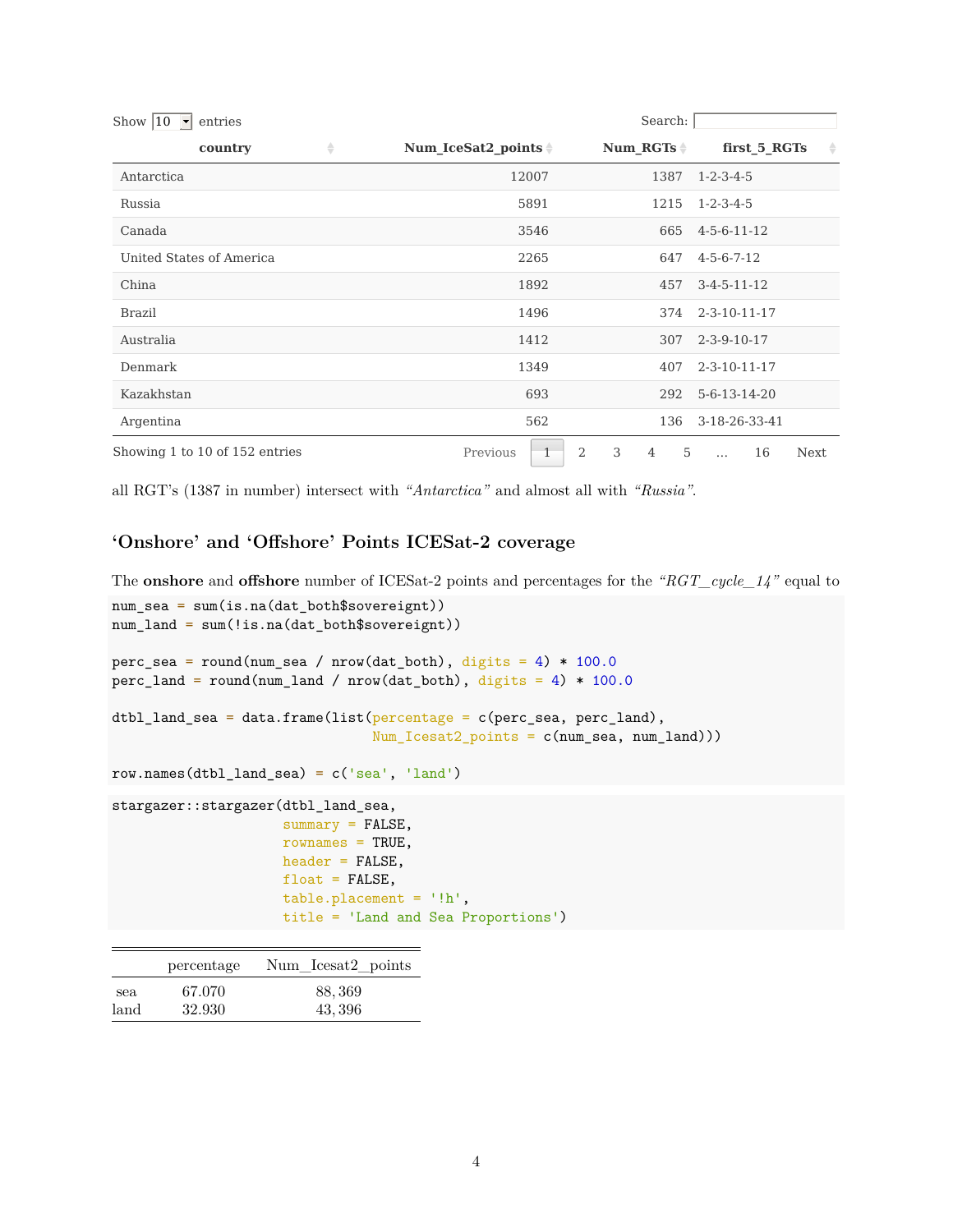Show 10 entries Search:

| country | Num_IceSat2_points | Num_RGTs | first_5_RGTs |
|---|---|---|---|
| Antarctica | 12007 | 1387 | 1-2-3-4-5 |
| Russia | 5891 | 1215 | 1-2-3-4-5 |
| Canada | 3546 | 665 | 4-5-6-11-12 |
| United States of America | 2265 | 647 | 4-5-6-7-12 |
| China | 1892 | 457 | 3-4-5-11-12 |
| Brazil | 1496 | 374 | 2-3-10-11-17 |
| Australia | 1412 | 307 | 2-3-9-10-17 |
| Denmark | 1349 | 407 | 2-3-10-11-17 |
| Kazakhstan | 693 | 292 | 5-6-13-14-20 |
| Argentina | 562 | 136 | 3-18-26-33-41 |

Showing 1 to 10 of 152 entries Previous 1 2 3 4 5 … 16 Next

all RGT's (1387 in number) intersect with *"Antarctica"* and almost all with *"Russia"*.

## 'Onshore' and 'Offshore' Points ICESat-2 coverage

The **onshore** and **offshore** number of ICESat-2 points and percentages for the *"RGT_cycle_14"* equal to

```
num_sea = sum(is.na(dat_both$sovereignt))
num_land = sum(!is.na(dat_both$sovereignt))

perc_sea = round(num_sea / nrow(dat_both), digits = 4) * 100.0
perc_land = round(num_land / nrow(dat_both), digits = 4) * 100.0

dtbl_land_sea = data.frame(list(percentage = c(perc_sea, perc_land),
                                Num_Icesat2_points = c(num_sea, num_land)))

row.names(dtbl_land_sea) = c('sea', 'land')
```

```
stargazer::stargazer(dtbl_land_sea,
                     summary = FALSE,
                     rownames = TRUE,
                     header = FALSE,
                     float = FALSE,
                     table.placement = '!h',
                     title = 'Land and Sea Proportions')
```

| | percentage | Num_Icesat2_points |
|---|---|---|
| sea | 67.070 | 88,369 |
| land | 32.930 | 43,396 |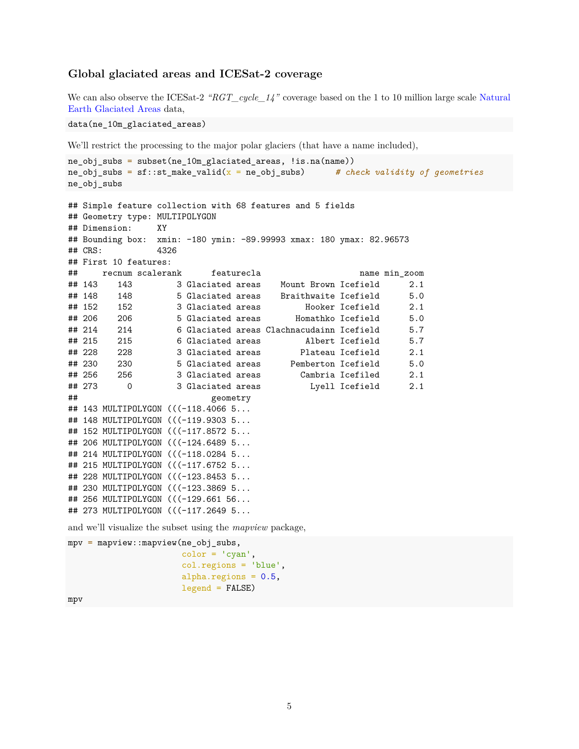### Global glaciated areas and ICESat-2 coverage

We can also observe the ICESat-2 *"RGT_cycle_14"* coverage based on the 1 to 10 million large scale Natural Earth Glaciated Areas data,

```
data(ne_10m_glaciated_areas)
```

We'll restrict the processing to the major polar glaciers (that have a name included),

```
ne_obj_subs = subset(ne_10m_glaciated_areas, !is.na(name))
ne_obj_subs = sf::st_make_valid(x = ne_obj_subs)      # check validity of geometries
ne_obj_subs
```

```
## Simple feature collection with 68 features and 5 fields
## Geometry type: MULTIPOLYGON
## Dimension:     XY
## Bounding box:  xmin: -180 ymin: -89.99993 xmax: 180 ymax: 82.96573
## CRS:           4326
## First 10 features:
##     recnum scalerank      featurecla                    name min_zoom
## 143    143         3 Glaciated areas    Mount Brown Icefield      2.1
## 148    148         5 Glaciated areas    Braithwaite Icefield      5.0
## 152    152         3 Glaciated areas         Hooker Icefield      2.1
## 206    206         5 Glaciated areas       Homathko Icefield      5.0
## 214    214         6 Glaciated areas Clachnacudainn Icefield      5.7
## 215    215         6 Glaciated areas         Albert Icefield      5.7
## 228    228         3 Glaciated areas        Plateau Icefield      2.1
## 230    230         5 Glaciated areas      Pemberton Icefield      5.0
## 256    256         3 Glaciated areas        Cambria Icefiled      2.1
## 273      0         3 Glaciated areas          Lyell Icefield      2.1
##                           geometry
## 143 MULTIPOLYGON (((-118.4066 5...
## 148 MULTIPOLYGON (((-119.9303 5...
## 152 MULTIPOLYGON (((-117.8572 5...
## 206 MULTIPOLYGON (((-124.6489 5...
## 214 MULTIPOLYGON (((-118.0284 5...
## 215 MULTIPOLYGON (((-117.6752 5...
## 228 MULTIPOLYGON (((-123.8453 5...
## 230 MULTIPOLYGON (((-123.3869 5...
## 256 MULTIPOLYGON (((-129.661 56...
## 273 MULTIPOLYGON (((-117.2649 5...
```

and we'll visualize the subset using the *mapview* package,

```
mpv = mapview::mapview(ne_obj_subs,
                       color = 'cyan',
                       col.regions = 'blue',
                       alpha.regions = 0.5,
                       legend = FALSE)
mpv
```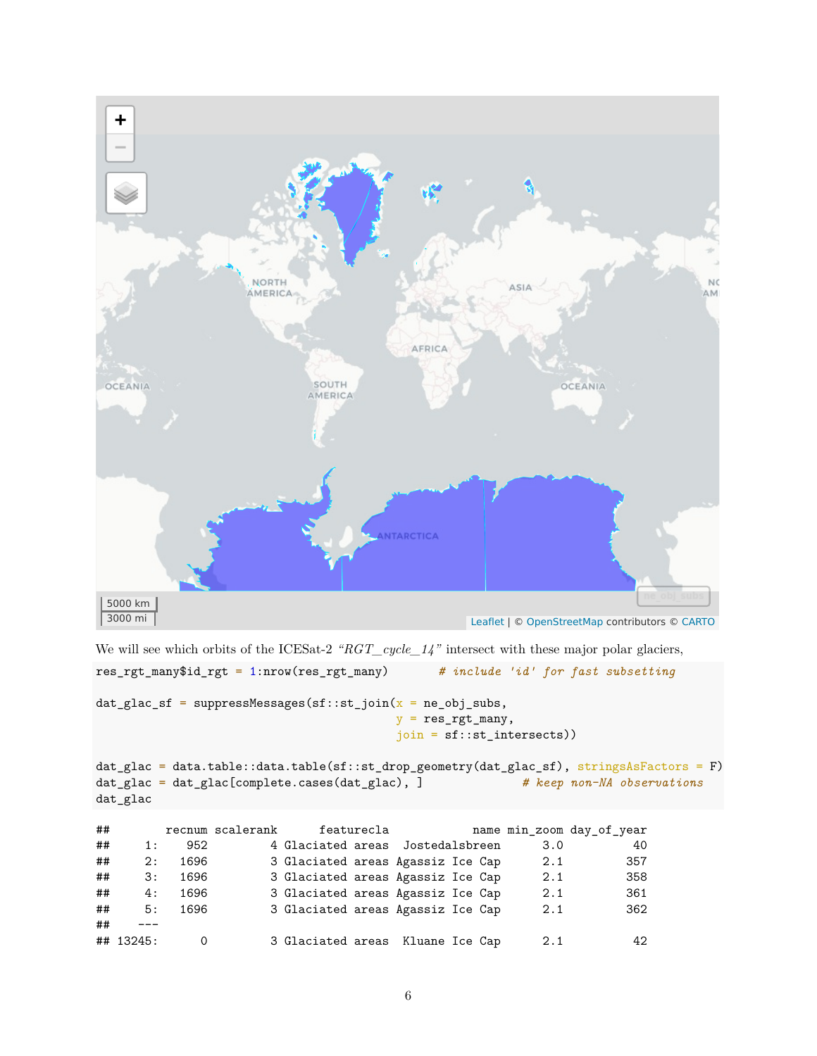We will see which orbits of the ICESat-2 *"RGT_cycle_14"* intersect with these major polar glaciers,

```
res_rgt_many$id_rgt = 1:nrow(res_rgt_many)       # include 'id' for fast subsetting

dat_glac_sf = suppressMessages(sf::st_join(x = ne_obj_subs,
                                           y = res_rgt_many,
                                           join = sf::st_intersects))

dat_glac = data.table::data.table(sf::st_drop_geometry(dat_glac_sf), stringsAsFactors = F)
dat_glac = dat_glac[complete.cases(dat_glac), ]              # keep non-NA observations
dat_glac
```

```
##        recnum scalerank      featurecla              name min_zoom day_of_year
##     1:    952         4 Glaciated areas  Jostedalsbreen      3.0          40
##     2:   1696         3 Glaciated areas Agassiz Ice Cap      2.1         357
##     3:   1696         3 Glaciated areas Agassiz Ice Cap      2.1         358
##     4:   1696         3 Glaciated areas Agassiz Ice Cap      2.1         361
##     5:   1696         3 Glaciated areas Agassiz Ice Cap      2.1         362
##    ---
## 13245:      0         3 Glaciated areas  Kluane Ice Cap      2.1          42
```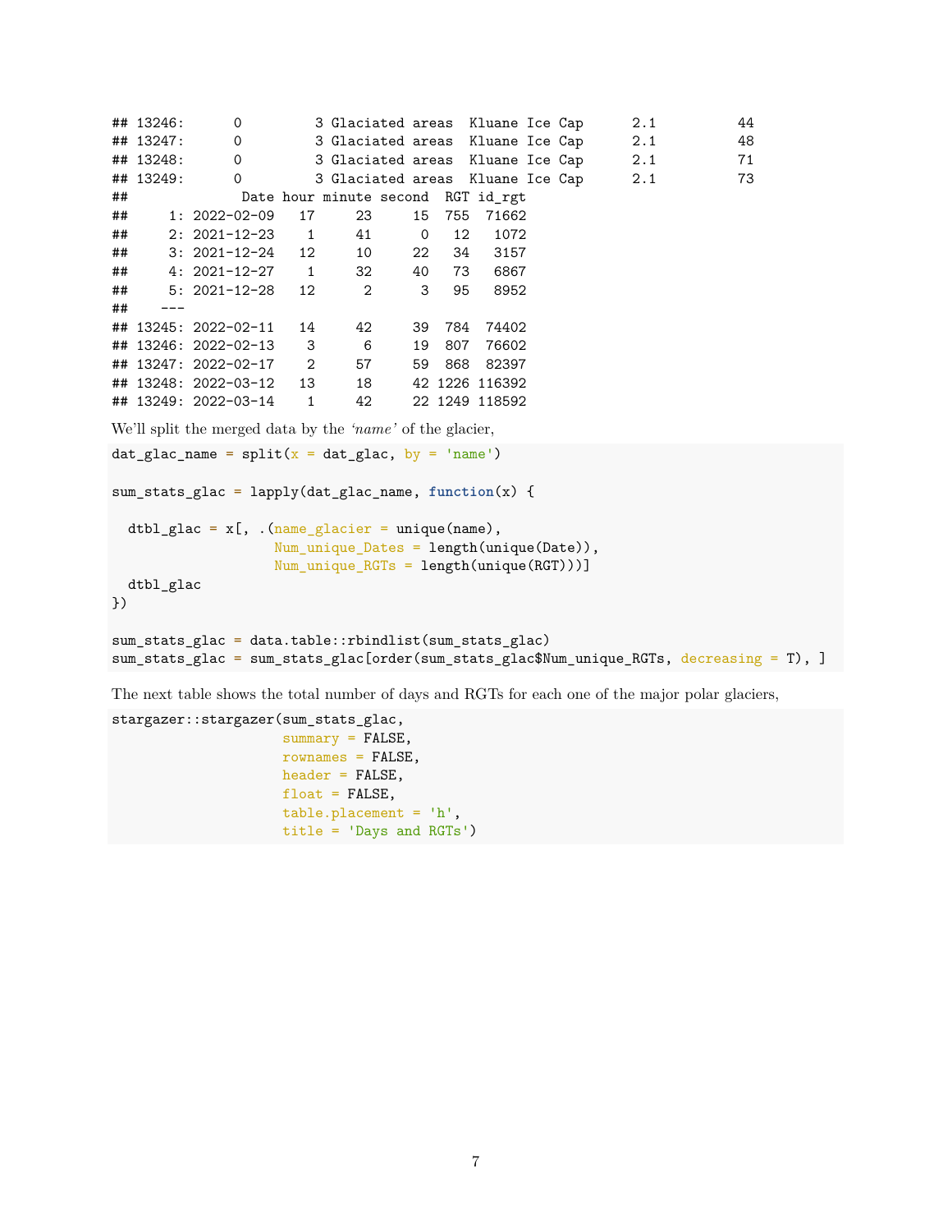```
## 13246:      0         3 Glaciated areas  Kluane Ice Cap      2.1          44
## 13247:      0         3 Glaciated areas  Kluane Ice Cap      2.1          48
## 13248:      0         3 Glaciated areas  Kluane Ice Cap      2.1          71
## 13249:      0         3 Glaciated areas  Kluane Ice Cap      2.1          73
##              Date hour minute second  RGT id_rgt
##     1: 2022-02-09   17     23     15  755  71662
##     2: 2021-12-23    1     41      0   12   1072
##     3: 2021-12-24   12     10     22   34   3157
##     4: 2021-12-27    1     32     40   73   6867
##     5: 2021-12-28   12      2      3   95   8952
##    ---
## 13245: 2022-02-11   14     42     39  784  74402
## 13246: 2022-02-13    3      6     19  807  76602
## 13247: 2022-02-17    2     57     59  868  82397
## 13248: 2022-03-12   13     18     42 1226 116392
## 13249: 2022-03-14    1     42     22 1249 118592
```

We'll split the merged data by the *'name'* of the glacier,

```
dat_glac_name = split(x = dat_glac, by = 'name')

sum_stats_glac = lapply(dat_glac_name, function(x) {

  dtbl_glac = x[, .(name_glacier = unique(name),
                    Num_unique_Dates = length(unique(Date)),
                    Num_unique_RGTs = length(unique(RGT)))]
  dtbl_glac
})

sum_stats_glac = data.table::rbindlist(sum_stats_glac)
sum_stats_glac = sum_stats_glac[order(sum_stats_glac$Num_unique_RGTs, decreasing = T), ]
```

The next table shows the total number of days and RGTs for each one of the major polar glaciers,

```
stargazer::stargazer(sum_stats_glac,
                     summary = FALSE,
                     rownames = FALSE,
                     header = FALSE,
                     float = FALSE,
                     table.placement = 'h',
                     title = 'Days and RGTs')
```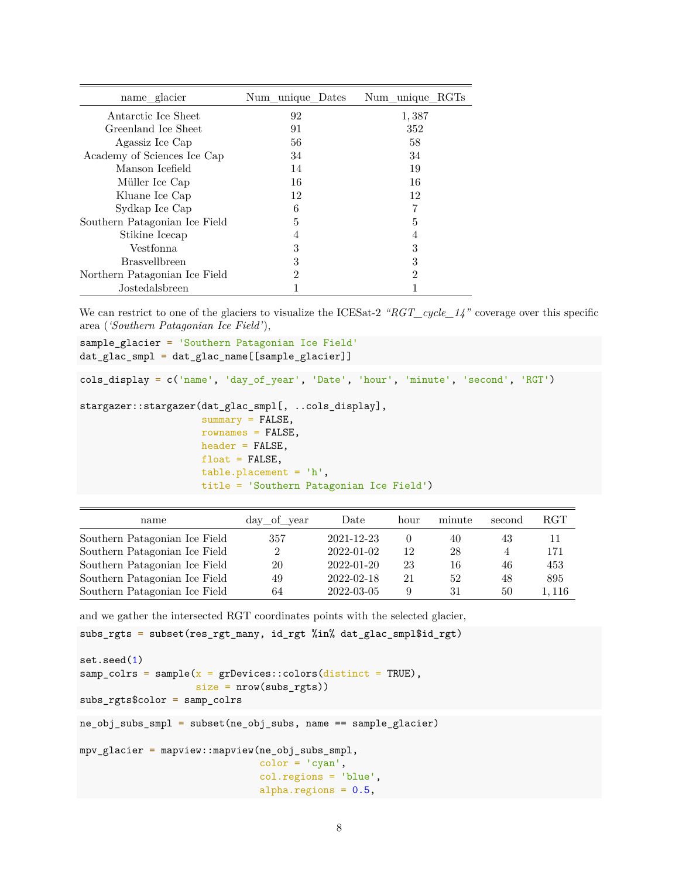| name_glacier | Num_unique_Dates | Num_unique_RGTs |
|---|---|---|
| Antarctic Ice Sheet | 92 | 1,387 |
| Greenland Ice Sheet | 91 | 352 |
| Agassiz Ice Cap | 56 | 58 |
| Academy of Sciences Ice Cap | 34 | 34 |
| Manson Icefield | 14 | 19 |
| Müller Ice Cap | 16 | 16 |
| Kluane Ice Cap | 12 | 12 |
| Sydkap Ice Cap | 6 | 7 |
| Southern Patagonian Ice Field | 5 | 5 |
| Stikine Icecap | 4 | 4 |
| Vestfonna | 3 | 3 |
| Brasvellbreen | 3 | 3 |
| Northern Patagonian Ice Field | 2 | 2 |
| Jostedalsbreen | 1 | 1 |

We can restrict to one of the glaciers to visualize the ICESat-2 *"RGT_cycle_14"* coverage over this specific area (*'Southern Patagonian Ice Field'*),

```
sample_glacier = 'Southern Patagonian Ice Field'
dat_glac_smpl = dat_glac_name[[sample_glacier]]
```

```
cols_display = c('name', 'day_of_year', 'Date', 'hour', 'minute', 'second', 'RGT')

stargazer::stargazer(dat_glac_smpl[, ..cols_display],
                     summary = FALSE,
                     rownames = FALSE,
                     header = FALSE,
                     float = FALSE,
                     table.placement = 'h',
                     title = 'Southern Patagonian Ice Field')
```

| name | day_of_year | Date | hour | minute | second | RGT |
|---|---|---|---|---|---|---|
| Southern Patagonian Ice Field | 357 | 2021-12-23 | 0 | 40 | 43 | 11 |
| Southern Patagonian Ice Field | 2 | 2022-01-02 | 12 | 28 | 4 | 171 |
| Southern Patagonian Ice Field | 20 | 2022-01-20 | 23 | 16 | 46 | 453 |
| Southern Patagonian Ice Field | 49 | 2022-02-18 | 21 | 52 | 48 | 895 |
| Southern Patagonian Ice Field | 64 | 2022-03-05 | 9 | 31 | 50 | 1,116 |

and we gather the intersected RGT coordinates points with the selected glacier,

```
subs_rgts = subset(res_rgt_many, id_rgt %in% dat_glac_smpl$id_rgt)

set.seed(1)
samp_colrs = sample(x = grDevices::colors(distinct = TRUE),
                    size = nrow(subs_rgts))
subs_rgts$color = samp_colrs
```

```
ne_obj_subs_smpl = subset(ne_obj_subs, name == sample_glacier)

mpv_glacier = mapview::mapview(ne_obj_subs_smpl,
                               color = 'cyan',
                               col.regions = 'blue',
                               alpha.regions = 0.5,
```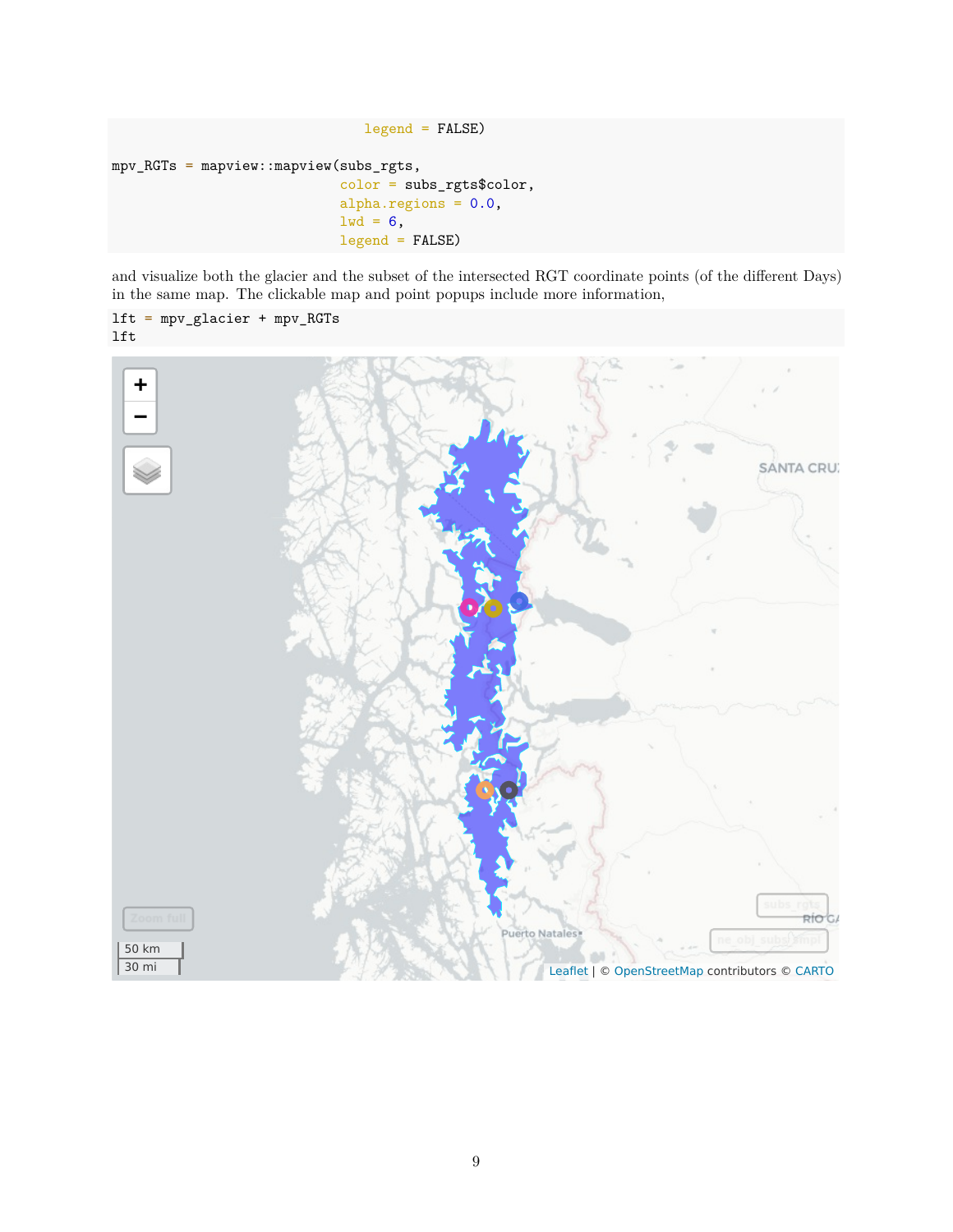```
                                legend = FALSE)

mpv_RGTs = mapview::mapview(subs_rgts,
                            color = subs_rgts$color,
                            alpha.regions = 0.0,
                            lwd = 6,
                            legend = FALSE)
```

and visualize both the glacier and the subset of the intersected RGT coordinate points (of the different Days) in the same map. The clickable map and point popups include more information,

```
lft = mpv_glacier + mpv_RGTs
lft
```

SANTA CRU

Zoom full

subs_rgts

RÍO GA

ne_obj_subs_simpl

Puerto Natales

50 km
30 mi

Leaflet | © OpenStreetMap contributors © CARTO